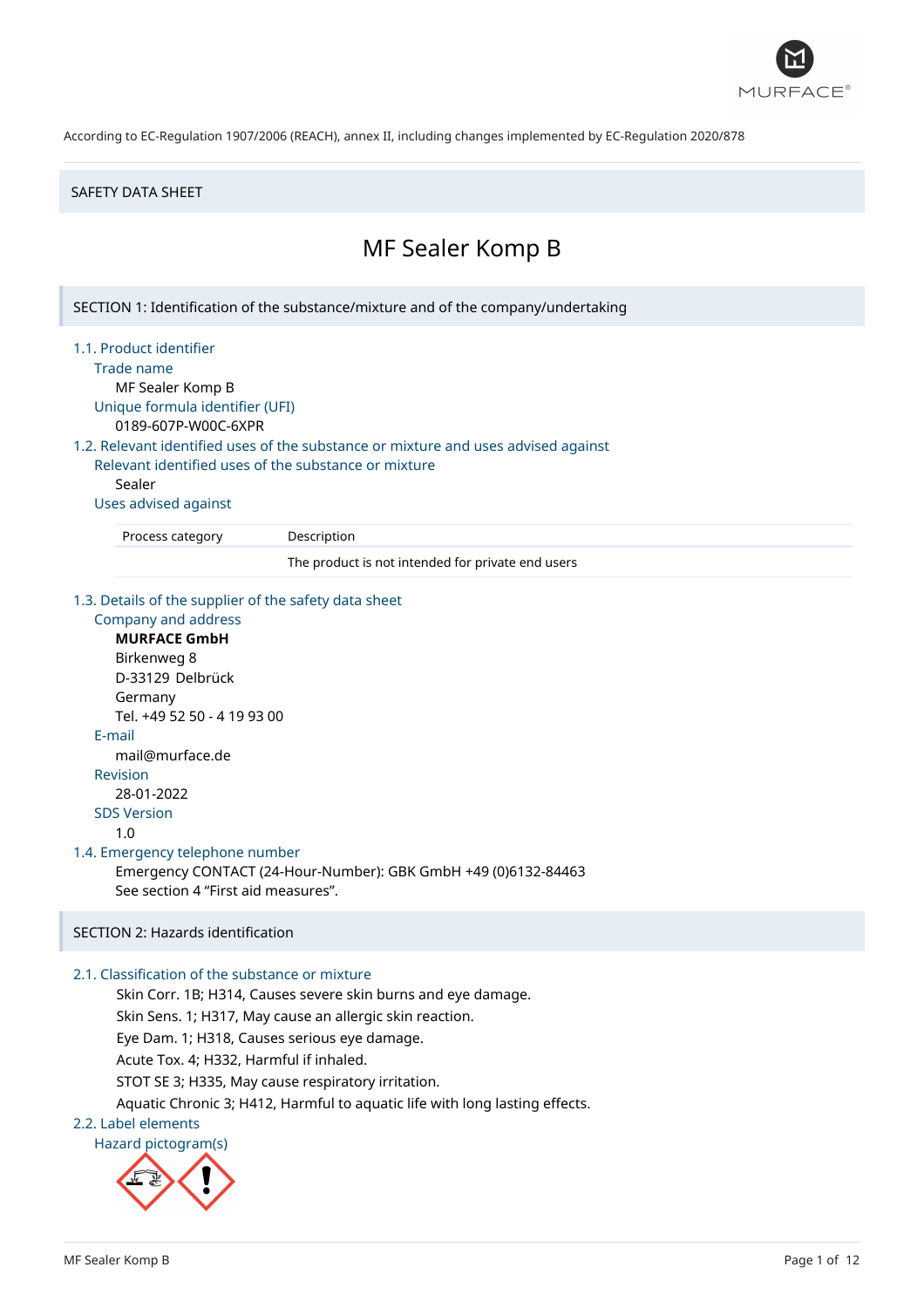According to EC-Regulation 1907/2006 (REACH), annex II, including changes implemented by EC-Regulation 2020/878

SAFETY DATA SHEET

# MF Sealer Komp B

## SECTION 1: Identification of the substance/mixture and of the company/undertaking

### 1.1. Product identifier

Trade name

MF Sealer Komp B

Unique formula identifier (UFI)

0189-607P-W00C-6XPR

### 1.2. Relevant identified uses of the substance or mixture and uses advised against

Relevant identified uses of the substance or mixture

Sealer

Uses advised against

| Process category | Description |
|---|---|
| | The product is not intended for private end users |

### 1.3. Details of the supplier of the safety data sheet

Company and address

**MURFACE GmbH**
Birkenweg 8
D-33129 Delbrück
Germany
Tel. +49 52 50 - 4 19 93 00

E-mail

mail@murface.de

Revision

28-01-2022

SDS Version

1.0

### 1.4. Emergency telephone number

Emergency CONTACT (24-Hour-Number): GBK GmbH +49 (0)6132-84463
See section 4 “First aid measures”.

## SECTION 2: Hazards identification

### 2.1. Classification of the substance or mixture

Skin Corr. 1B; H314, Causes severe skin burns and eye damage.
Skin Sens. 1; H317, May cause an allergic skin reaction.
Eye Dam. 1; H318, Causes serious eye damage.
Acute Tox. 4; H332, Harmful if inhaled.
STOT SE 3; H335, May cause respiratory irritation.
Aquatic Chronic 3; H412, Harmful to aquatic life with long lasting effects.

### 2.2. Label elements

Hazard pictogram(s)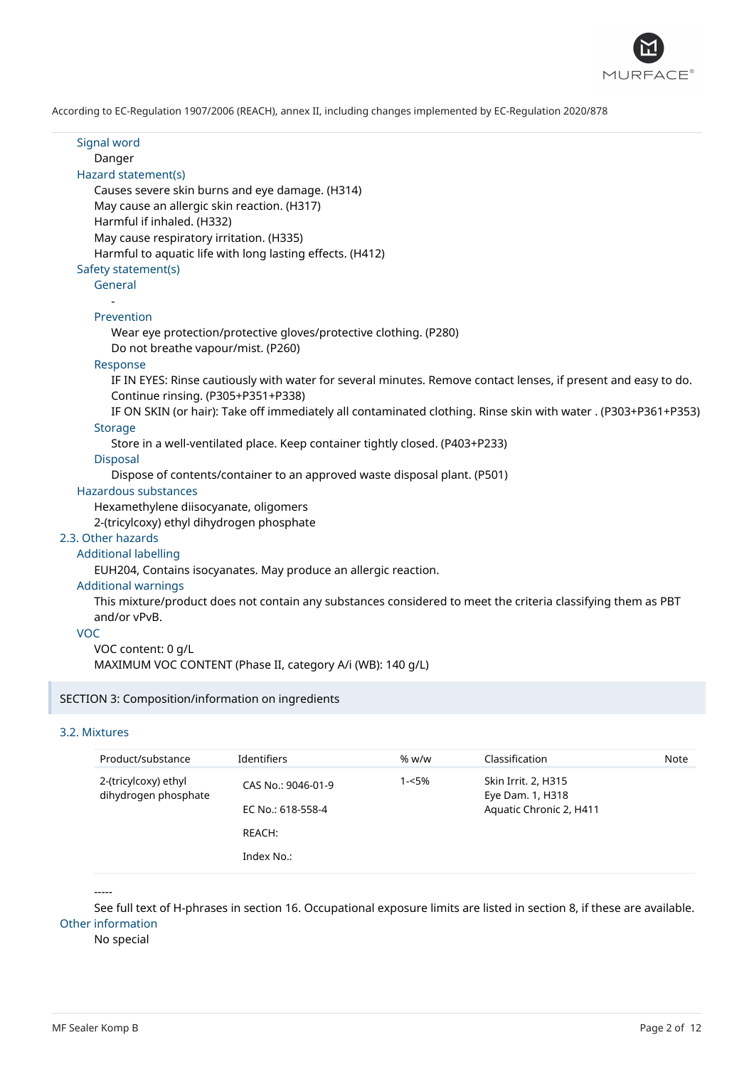According to EC-Regulation 1907/2006 (REACH), annex II, including changes implemented by EC-Regulation 2020/878

**Signal word**

Danger

**Hazard statement(s)**

Causes severe skin burns and eye damage. (H314)
May cause an allergic skin reaction. (H317)
Harmful if inhaled. (H332)
May cause respiratory irritation. (H335)
Harmful to aquatic life with long lasting effects. (H412)

**Safety statement(s)**

General

-

Prevention

Wear eye protection/protective gloves/protective clothing. (P280)
Do not breathe vapour/mist. (P260)

Response

IF IN EYES: Rinse cautiously with water for several minutes. Remove contact lenses, if present and easy to do. Continue rinsing. (P305+P351+P338)
IF ON SKIN (or hair): Take off immediately all contaminated clothing. Rinse skin with water . (P303+P361+P353)

Storage

Store in a well-ventilated place. Keep container tightly closed. (P403+P233)

Disposal

Dispose of contents/container to an approved waste disposal plant. (P501)

**Hazardous substances**

Hexamethylene diisocyanate, oligomers
2-(tricylcoxy) ethyl dihydrogen phosphate

### 2.3. Other hazards

**Additional labelling**

EUH204, Contains isocyanates. May produce an allergic reaction.

**Additional warnings**

This mixture/product does not contain any substances considered to meet the criteria classifying them as PBT and/or vPvB.

**VOC**

VOC content: 0 g/L
MAXIMUM VOC CONTENT (Phase II, category A/i (WB): 140 g/L)

## SECTION 3: Composition/information on ingredients

### 3.2. Mixtures

| Product/substance | Identifiers | % w/w | Classification | Note |
|---|---|---|---|---|
| 2-(tricylcoxy) ethyl dihydrogen phosphate | CAS No.: 9046-01-9<br>EC No.: 618-558-4<br>REACH:<br>Index No.: | 1-<5% | Skin Irrit. 2, H315<br>Eye Dam. 1, H318<br>Aquatic Chronic 2, H411 | |

-----

See full text of H-phrases in section 16. Occupational exposure limits are listed in section 8, if these are available.

**Other information**

No special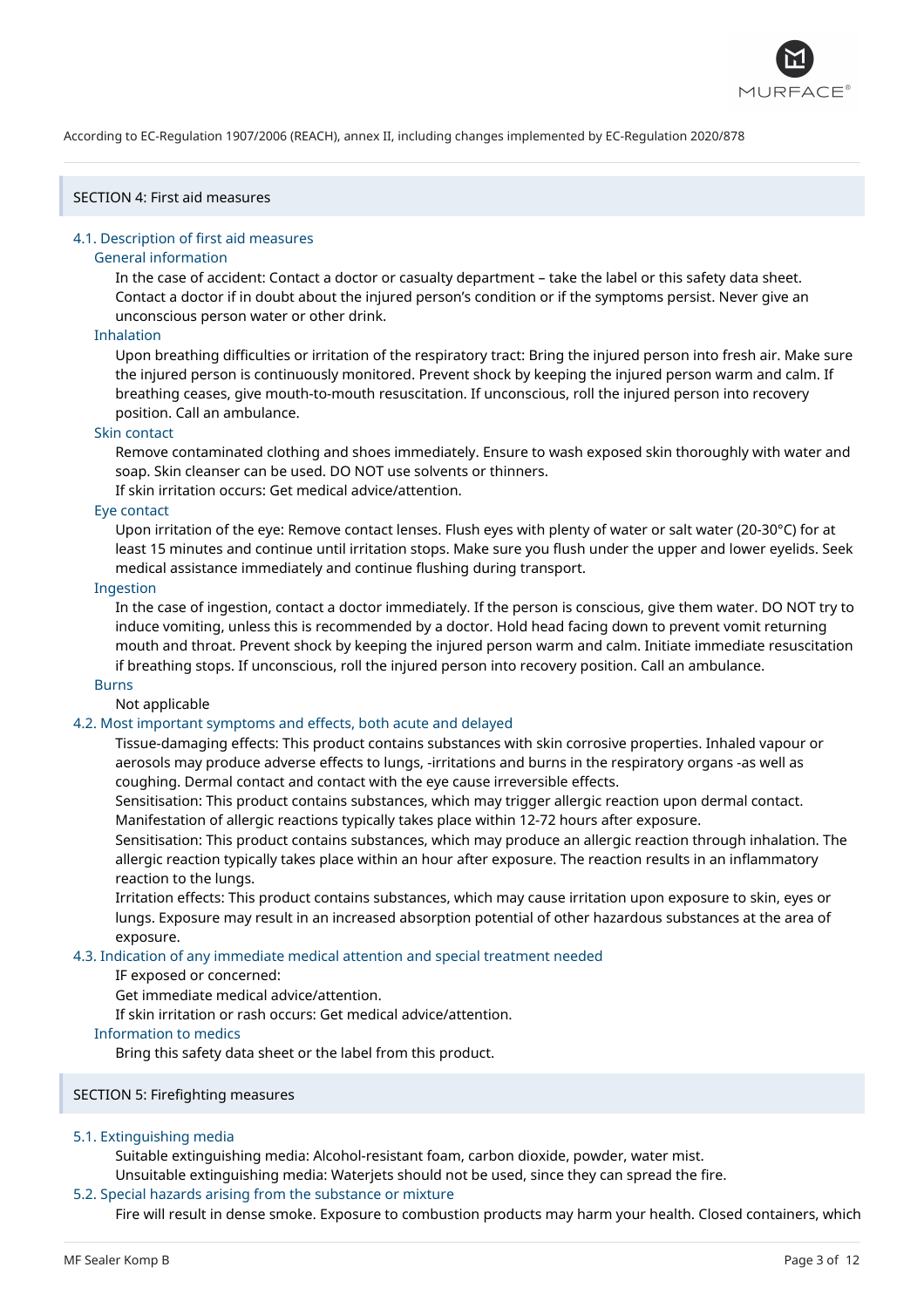According to EC-Regulation 1907/2006 (REACH), annex II, including changes implemented by EC-Regulation 2020/878

## SECTION 4: First aid measures

### 4.1. Description of first aid measures

#### General information

In the case of accident: Contact a doctor or casualty department – take the label or this safety data sheet. Contact a doctor if in doubt about the injured person's condition or if the symptoms persist. Never give an unconscious person water or other drink.

#### Inhalation

Upon breathing difficulties or irritation of the respiratory tract: Bring the injured person into fresh air. Make sure the injured person is continuously monitored. Prevent shock by keeping the injured person warm and calm. If breathing ceases, give mouth-to-mouth resuscitation. If unconscious, roll the injured person into recovery position. Call an ambulance.

#### Skin contact

Remove contaminated clothing and shoes immediately. Ensure to wash exposed skin thoroughly with water and soap. Skin cleanser can be used. DO NOT use solvents or thinners.
If skin irritation occurs: Get medical advice/attention.

#### Eye contact

Upon irritation of the eye: Remove contact lenses. Flush eyes with plenty of water or salt water (20-30°C) for at least 15 minutes and continue until irritation stops. Make sure you flush under the upper and lower eyelids. Seek medical assistance immediately and continue flushing during transport.

#### Ingestion

In the case of ingestion, contact a doctor immediately. If the person is conscious, give them water. DO NOT try to induce vomiting, unless this is recommended by a doctor. Hold head facing down to prevent vomit returning mouth and throat. Prevent shock by keeping the injured person warm and calm. Initiate immediate resuscitation if breathing stops. If unconscious, roll the injured person into recovery position. Call an ambulance.

#### Burns

Not applicable

### 4.2. Most important symptoms and effects, both acute and delayed

Tissue-damaging effects: This product contains substances with skin corrosive properties. Inhaled vapour or aerosols may produce adverse effects to lungs, -irritations and burns in the respiratory organs -as well as coughing. Dermal contact and contact with the eye cause irreversible effects.
Sensitisation: This product contains substances, which may trigger allergic reaction upon dermal contact. Manifestation of allergic reactions typically takes place within 12-72 hours after exposure.
Sensitisation: This product contains substances, which may produce an allergic reaction through inhalation. The allergic reaction typically takes place within an hour after exposure. The reaction results in an inflammatory reaction to the lungs.
Irritation effects: This product contains substances, which may cause irritation upon exposure to skin, eyes or lungs. Exposure may result in an increased absorption potential of other hazardous substances at the area of exposure.

### 4.3. Indication of any immediate medical attention and special treatment needed

IF exposed or concerned:
Get immediate medical advice/attention.
If skin irritation or rash occurs: Get medical advice/attention.

#### Information to medics

Bring this safety data sheet or the label from this product.

## SECTION 5: Firefighting measures

### 5.1. Extinguishing media

Suitable extinguishing media: Alcohol-resistant foam, carbon dioxide, powder, water mist.
Unsuitable extinguishing media: Waterjets should not be used, since they can spread the fire.

### 5.2. Special hazards arising from the substance or mixture

Fire will result in dense smoke. Exposure to combustion products may harm your health. Closed containers, which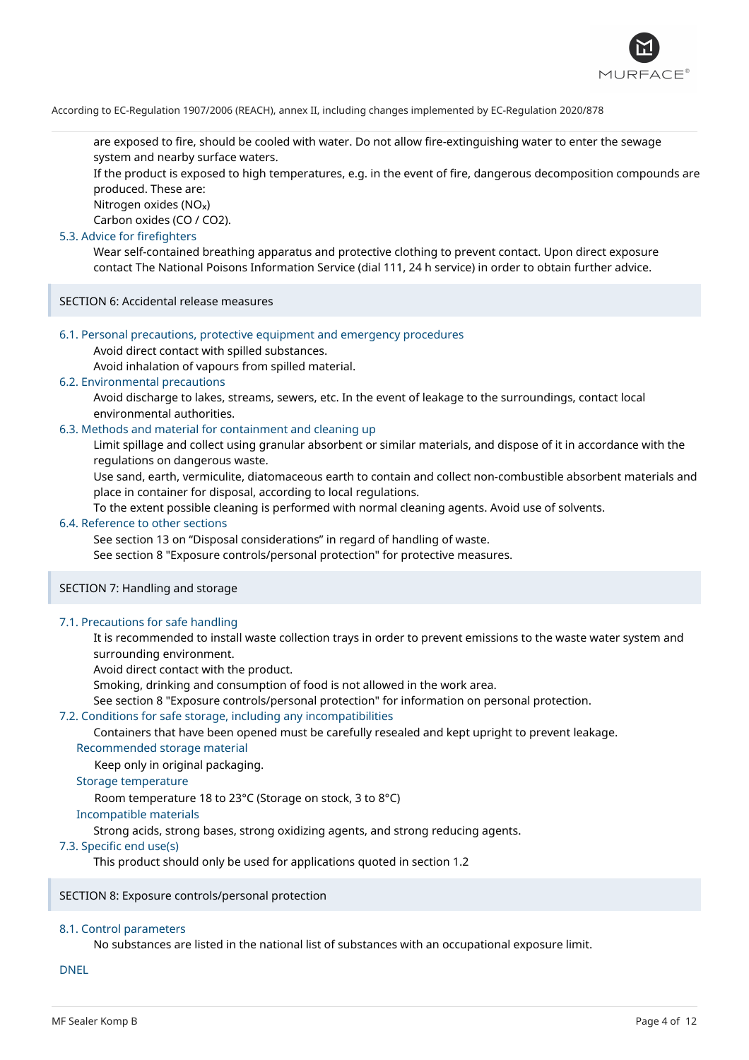are exposed to fire, should be cooled with water. Do not allow fire-extinguishing water to enter the sewage system and nearby surface waters.

If the product is exposed to high temperatures, e.g. in the event of fire, dangerous decomposition compounds are produced. These are:

Nitrogen oxides ($NO_x$)

Carbon oxides (CO / CO2).

### 5.3. Advice for firefighters

Wear self-contained breathing apparatus and protective clothing to prevent contact. Upon direct exposure contact The National Poisons Information Service (dial 111, 24 h service) in order to obtain further advice.

## SECTION 6: Accidental release measures

### 6.1. Personal precautions, protective equipment and emergency procedures

Avoid direct contact with spilled substances.

Avoid inhalation of vapours from spilled material.

### 6.2. Environmental precautions

Avoid discharge to lakes, streams, sewers, etc. In the event of leakage to the surroundings, contact local environmental authorities.

### 6.3. Methods and material for containment and cleaning up

Limit spillage and collect using granular absorbent or similar materials, and dispose of it in accordance with the regulations on dangerous waste.

Use sand, earth, vermiculite, diatomaceous earth to contain and collect non-combustible absorbent materials and place in container for disposal, according to local regulations.

To the extent possible cleaning is performed with normal cleaning agents. Avoid use of solvents.

### 6.4. Reference to other sections

See section 13 on “Disposal considerations” in regard of handling of waste.

See section 8 "Exposure controls/personal protection" for protective measures.

## SECTION 7: Handling and storage

### 7.1. Precautions for safe handling

It is recommended to install waste collection trays in order to prevent emissions to the waste water system and surrounding environment.

Avoid direct contact with the product.

Smoking, drinking and consumption of food is not allowed in the work area.

See section 8 "Exposure controls/personal protection" for information on personal protection.

### 7.2. Conditions for safe storage, including any incompatibilities

Containers that have been opened must be carefully resealed and kept upright to prevent leakage.

#### Recommended storage material

Keep only in original packaging.

#### Storage temperature

Room temperature 18 to 23°C (Storage on stock, 3 to 8°C)

#### Incompatible materials

Strong acids, strong bases, strong oxidizing agents, and strong reducing agents.

### 7.3. Specific end use(s)

This product should only be used for applications quoted in section 1.2

## SECTION 8: Exposure controls/personal protection

### 8.1. Control parameters

No substances are listed in the national list of substances with an occupational exposure limit.

#### DNEL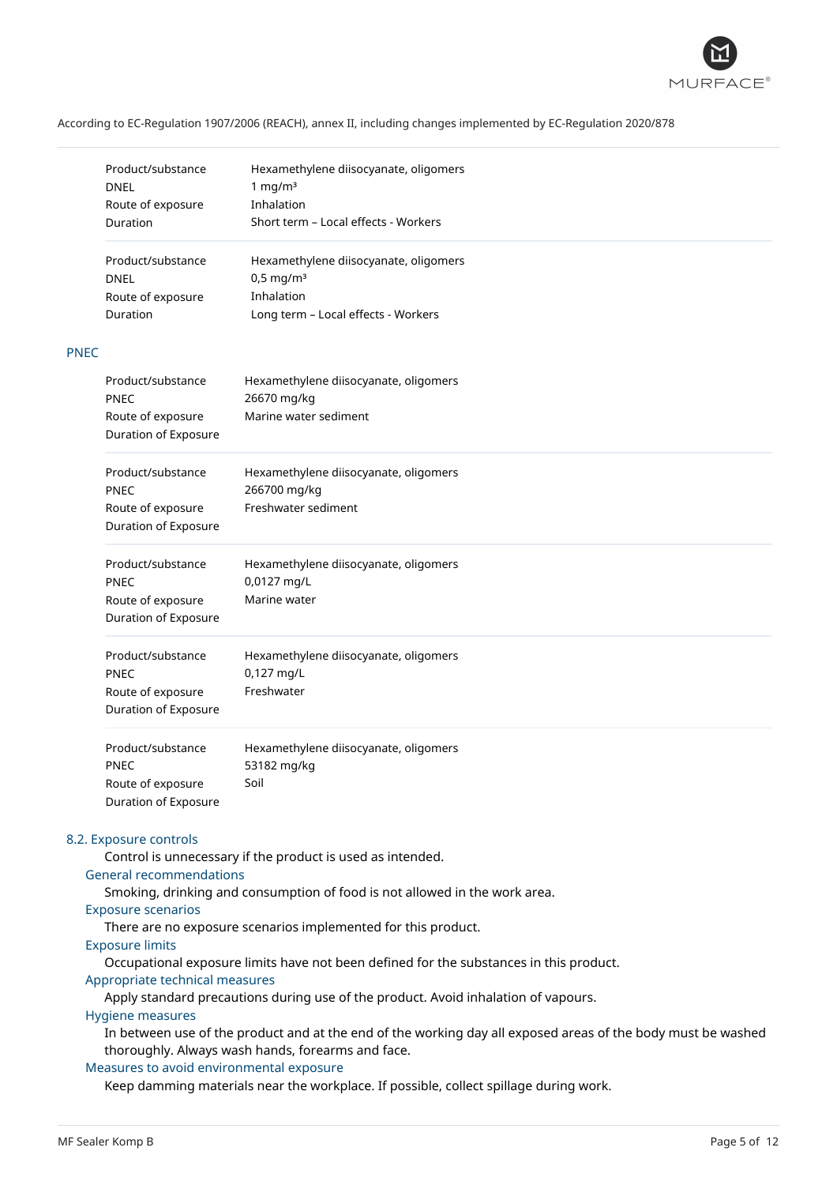| Product/substance | Hexamethylene diisocyanate, oligomers |
|---|---|
| DNEL | 1 mg/m³ |
| Route of exposure | Inhalation |
| Duration | Short term – Local effects - Workers |

| Product/substance | Hexamethylene diisocyanate, oligomers |
|---|---|
| DNEL | 0,5 mg/m³ |
| Route of exposure | Inhalation |
| Duration | Long term – Local effects - Workers |

### PNEC

| Product/substance | Hexamethylene diisocyanate, oligomers |
|---|---|
| PNEC | 26670 mg/kg |
| Route of exposure | Marine water sediment |
| Duration of Exposure | |

| Product/substance | Hexamethylene diisocyanate, oligomers |
|---|---|
| PNEC | 266700 mg/kg |
| Route of exposure | Freshwater sediment |
| Duration of Exposure | |

| Product/substance | Hexamethylene diisocyanate, oligomers |
|---|---|
| PNEC | 0,0127 mg/L |
| Route of exposure | Marine water |
| Duration of Exposure | |

| Product/substance | Hexamethylene diisocyanate, oligomers |
|---|---|
| PNEC | 0,127 mg/L |
| Route of exposure | Freshwater |
| Duration of Exposure | |

| Product/substance | Hexamethylene diisocyanate, oligomers |
|---|---|
| PNEC | 53182 mg/kg |
| Route of exposure | Soil |
| Duration of Exposure | |

## 8.2. Exposure controls

Control is unnecessary if the product is used as intended.

### General recommendations

Smoking, drinking and consumption of food is not allowed in the work area.

### Exposure scenarios

There are no exposure scenarios implemented for this product.

### Exposure limits

Occupational exposure limits have not been defined for the substances in this product.

### Appropriate technical measures

Apply standard precautions during use of the product. Avoid inhalation of vapours.

### Hygiene measures

In between use of the product and at the end of the working day all exposed areas of the body must be washed thoroughly. Always wash hands, forearms and face.

### Measures to avoid environmental exposure

Keep damming materials near the workplace. If possible, collect spillage during work.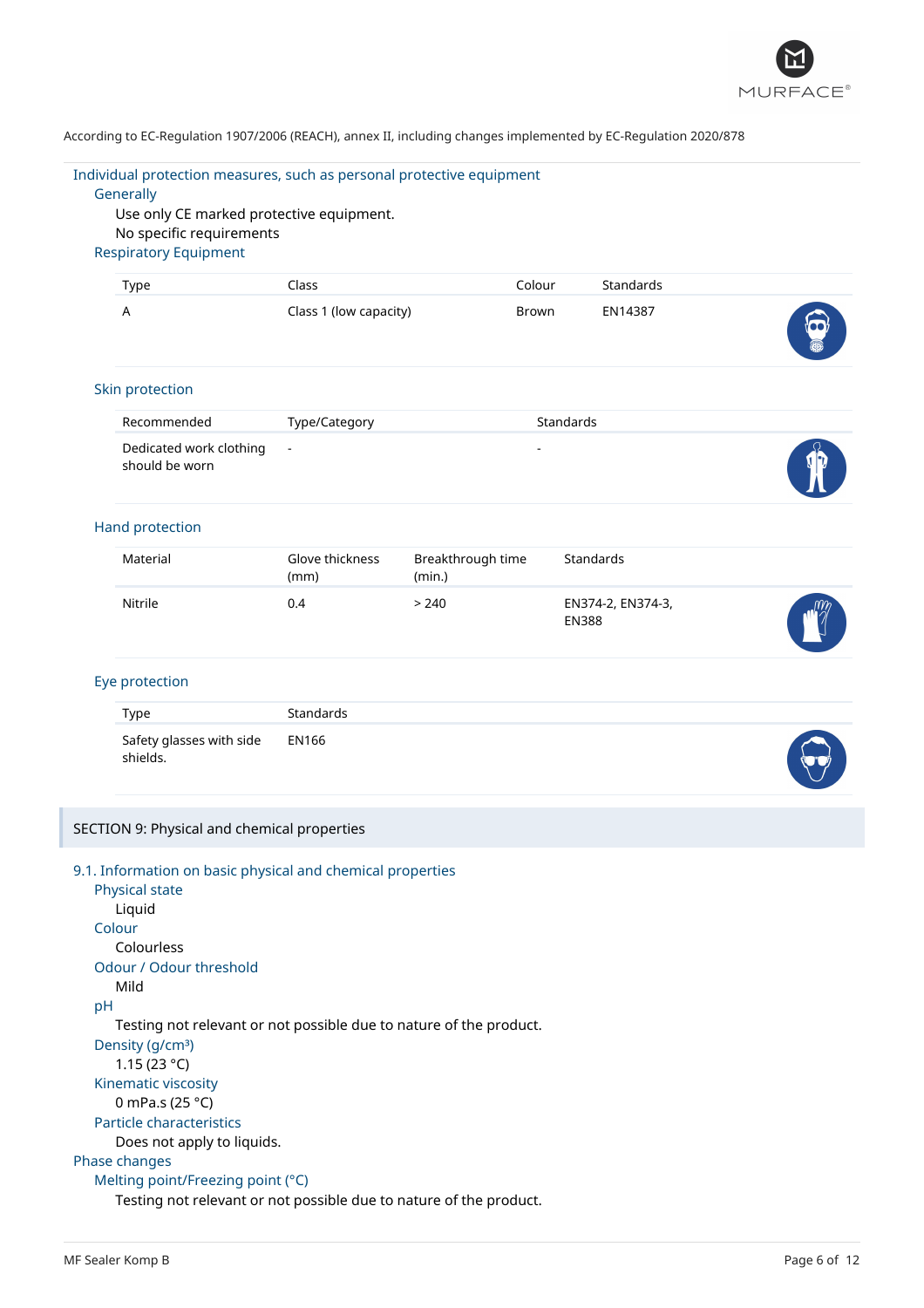According to EC-Regulation 1907/2006 (REACH), annex II, including changes implemented by EC-Regulation 2020/878

### Individual protection measures, such as personal protective equipment

#### Generally

Use only CE marked protective equipment.
No specific requirements

#### Respiratory Equipment

| Type | Class | Colour | Standards |
|---|---|---|---|
| A | Class 1 (low capacity) | Brown | EN14387 |

#### Skin protection

| Recommended | Type/Category | Standards |
|---|---|---|
| Dedicated work clothing should be worn | - | - |

#### Hand protection

| Material | Glove thickness (mm) | Breakthrough time (min.) | Standards |
|---|---|---|---|
| Nitrile | 0.4 | > 240 | EN374-2, EN374-3, EN388 |

#### Eye protection

| Type | Standards |
|---|---|
| Safety glasses with side shields. | EN166 |

## SECTION 9: Physical and chemical properties

### 9.1. Information on basic physical and chemical properties

#### Physical state

Liquid

#### Colour

Colourless

#### Odour / Odour threshold

Mild

#### pH

Testing not relevant or not possible due to nature of the product.

#### Density (g/cm³)

1.15 (23 °C)

#### Kinematic viscosity

0 mPa.s (25 °C)

#### Particle characteristics

Does not apply to liquids.

### Phase changes

#### Melting point/Freezing point (°C)

Testing not relevant or not possible due to nature of the product.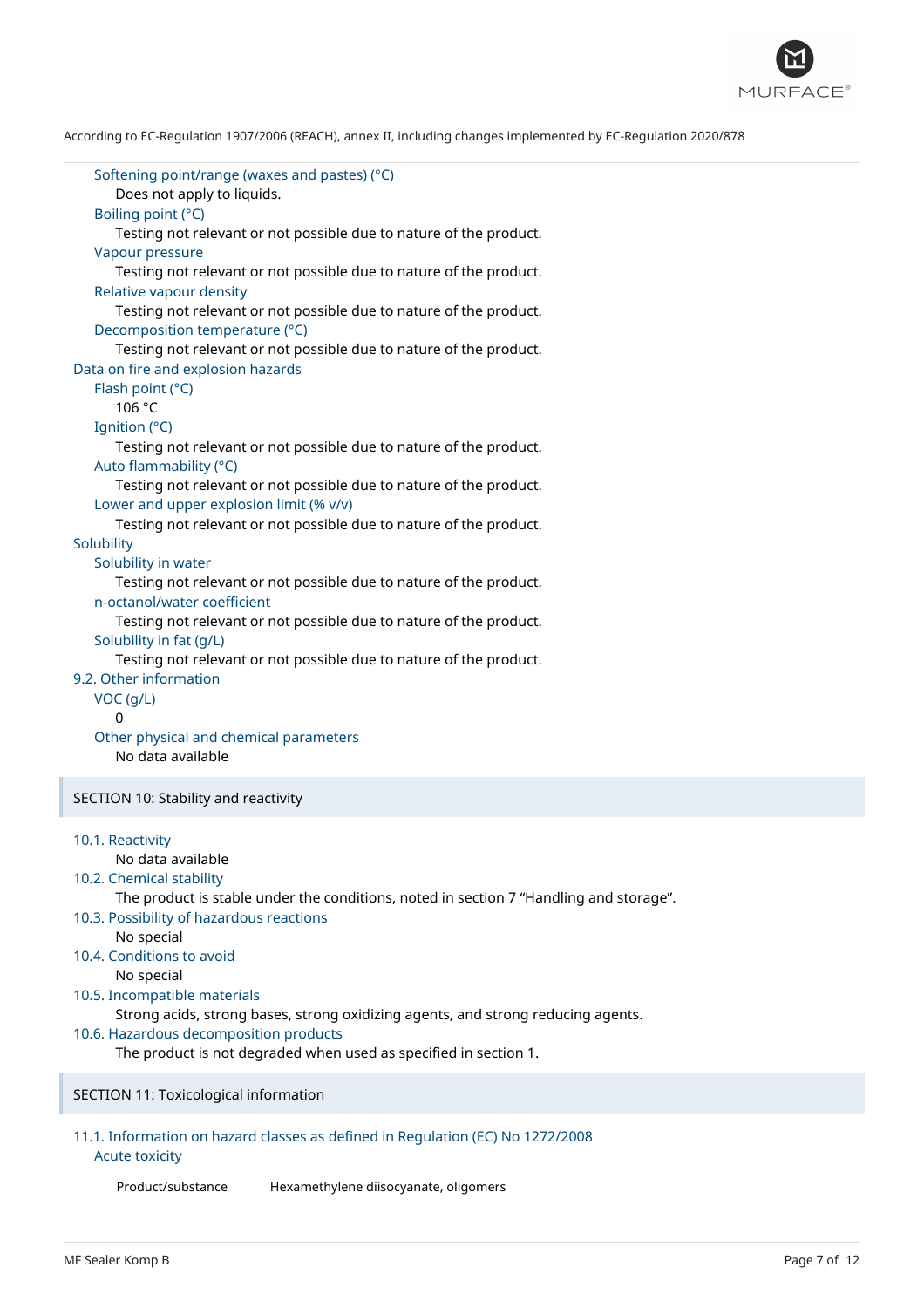Softening point/range (waxes and pastes) (°C)

Does not apply to liquids.

Boiling point (°C)

Testing not relevant or not possible due to nature of the product.

Vapour pressure

Testing not relevant or not possible due to nature of the product.

Relative vapour density

Testing not relevant or not possible due to nature of the product.

Decomposition temperature (°C)

Testing not relevant or not possible due to nature of the product.

Data on fire and explosion hazards

Flash point (°C)

106 °C

Ignition (°C)

Testing not relevant or not possible due to nature of the product.

Auto flammability (°C)

Testing not relevant or not possible due to nature of the product.

Lower and upper explosion limit (% v/v)

Testing not relevant or not possible due to nature of the product.

Solubility

Solubility in water

Testing not relevant or not possible due to nature of the product.

n-octanol/water coefficient

Testing not relevant or not possible due to nature of the product.

Solubility in fat (g/L)

Testing not relevant or not possible due to nature of the product.

9.2. Other information

VOC (g/L)

0

Other physical and chemical parameters

No data available

## SECTION 10: Stability and reactivity

10.1. Reactivity

No data available

10.2. Chemical stability

The product is stable under the conditions, noted in section 7 “Handling and storage”.

10.3. Possibility of hazardous reactions

No special

10.4. Conditions to avoid

No special

10.5. Incompatible materials

Strong acids, strong bases, strong oxidizing agents, and strong reducing agents.

10.6. Hazardous decomposition products

The product is not degraded when used as specified in section 1.

## SECTION 11: Toxicological information

11.1. Information on hazard classes as defined in Regulation (EC) No 1272/2008

Acute toxicity

| Product/substance | Hexamethylene diisocyanate, oligomers |
| --- | --- |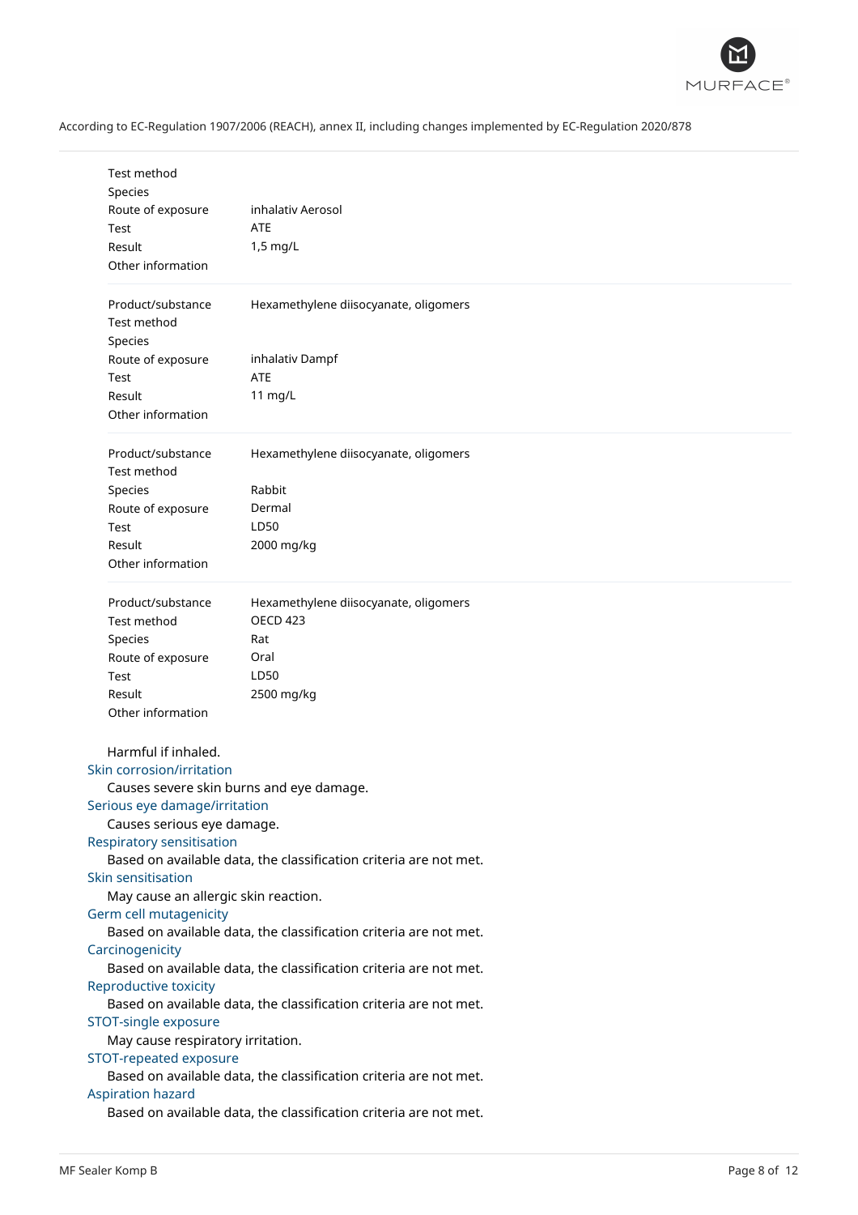| | |
|---|---|
| Test method | |
| Species | |
| Route of exposure | inhalativ Aerosol |
| Test | ATE |
| Result | 1,5 mg/L |
| Other information | |

| | |
|---|---|
| Product/substance | Hexamethylene diisocyanate, oligomers |
| Test method | |
| Species | |
| Route of exposure | inhalativ Dampf |
| Test | ATE |
| Result | 11 mg/L |
| Other information | |

| | |
|---|---|
| Product/substance | Hexamethylene diisocyanate, oligomers |
| Test method | |
| Species | Rabbit |
| Route of exposure | Dermal |
| Test | LD50 |
| Result | 2000 mg/kg |
| Other information | |

| | |
|---|---|
| Product/substance | Hexamethylene diisocyanate, oligomers |
| Test method | OECD 423 |
| Species | Rat |
| Route of exposure | Oral |
| Test | LD50 |
| Result | 2500 mg/kg |
| Other information | |

Harmful if inhaled.

**Skin corrosion/irritation**

Causes severe skin burns and eye damage.

**Serious eye damage/irritation**

Causes serious eye damage.

**Respiratory sensitisation**

Based on available data, the classification criteria are not met.

**Skin sensitisation**

May cause an allergic skin reaction.

**Germ cell mutagenicity**

Based on available data, the classification criteria are not met.

**Carcinogenicity**

Based on available data, the classification criteria are not met.

**Reproductive toxicity**

Based on available data, the classification criteria are not met.

**STOT-single exposure**

May cause respiratory irritation.

**STOT-repeated exposure**

Based on available data, the classification criteria are not met.

**Aspiration hazard**

Based on available data, the classification criteria are not met.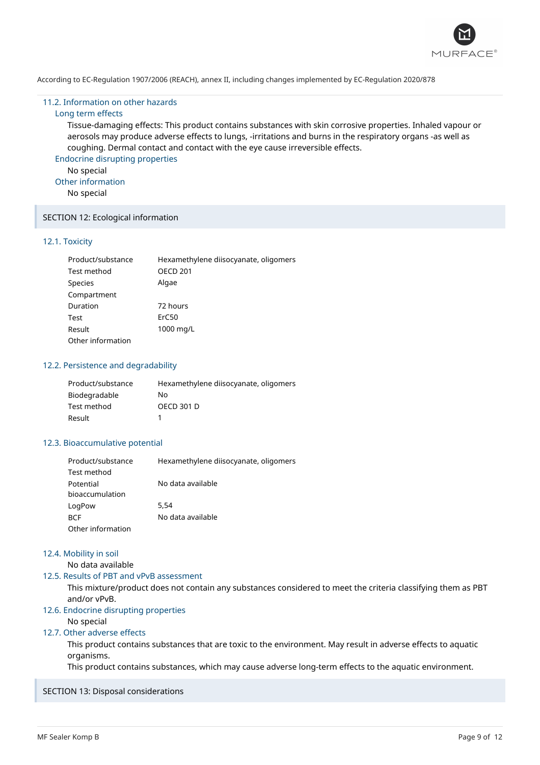According to EC-Regulation 1907/2006 (REACH), annex II, including changes implemented by EC-Regulation 2020/878

### 11.2. Information on other hazards

#### Long term effects

Tissue-damaging effects: This product contains substances with skin corrosive properties. Inhaled vapour or aerosols may produce adverse effects to lungs, -irritations and burns in the respiratory organs -as well as coughing. Dermal contact and contact with the eye cause irreversible effects.

#### Endocrine disrupting properties

No special

#### Other information

No special

## SECTION 12: Ecological information

### 12.1. Toxicity

| | |
|---|---|
| Product/substance | Hexamethylene diisocyanate, oligomers |
| Test method | OECD 201 |
| Species | Algae |
| Compartment | |
| Duration | 72 hours |
| Test | ErC50 |
| Result | 1000 mg/L |
| Other information | |

### 12.2. Persistence and degradability

| | |
|---|---|
| Product/substance | Hexamethylene diisocyanate, oligomers |
| Biodegradable | No |
| Test method | OECD 301 D |
| Result | 1 |

### 12.3. Bioaccumulative potential

| | |
|---|---|
| Product/substance | Hexamethylene diisocyanate, oligomers |
| Test method | |
| Potential bioaccumulation | No data available |
| LogPow | 5,54 |
| BCF | No data available |
| Other information | |

### 12.4. Mobility in soil

No data available

### 12.5. Results of PBT and vPvB assessment

This mixture/product does not contain any substances considered to meet the criteria classifying them as PBT and/or vPvB.

### 12.6. Endocrine disrupting properties

No special

### 12.7. Other adverse effects

This product contains substances that are toxic to the environment. May result in adverse effects to aquatic organisms.

This product contains substances, which may cause adverse long-term effects to the aquatic environment.

## SECTION 13: Disposal considerations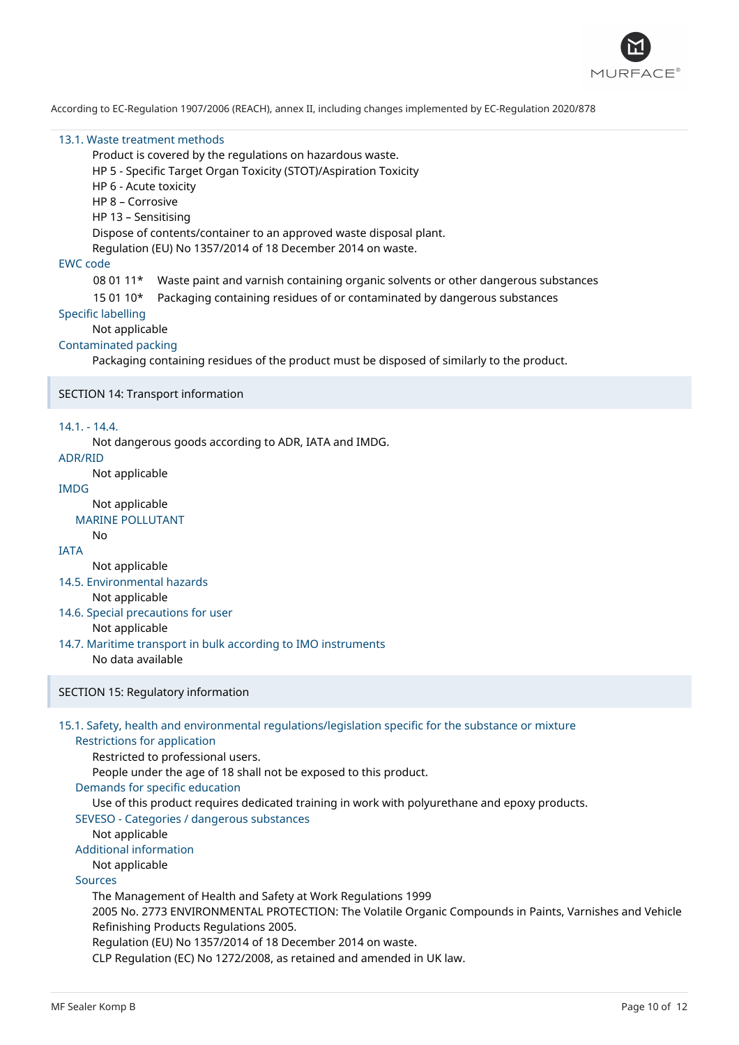According to EC-Regulation 1907/2006 (REACH), annex II, including changes implemented by EC-Regulation 2020/878

### 13.1. Waste treatment methods

Product is covered by the regulations on hazardous waste.
HP 5 - Specific Target Organ Toxicity (STOT)/Aspiration Toxicity
HP 6 - Acute toxicity
HP 8 – Corrosive
HP 13 – Sensitising
Dispose of contents/container to an approved waste disposal plant.
Regulation (EU) No 1357/2014 of 18 December 2014 on waste.

#### EWC code

| | |
|---|---|
| 08 01 11* | Waste paint and varnish containing organic solvents or other dangerous substances |
| 15 01 10* | Packaging containing residues of or contaminated by dangerous substances |

#### Specific labelling

Not applicable

#### Contaminated packing

Packaging containing residues of the product must be disposed of similarly to the product.

## SECTION 14: Transport information

### 14.1. - 14.4.

Not dangerous goods according to ADR, IATA and IMDG.

#### ADR/RID

Not applicable

#### IMDG

Not applicable

##### MARINE POLLUTANT

No

#### IATA

Not applicable

### 14.5. Environmental hazards

Not applicable

### 14.6. Special precautions for user

Not applicable

### 14.7. Maritime transport in bulk according to IMO instruments

No data available

## SECTION 15: Regulatory information

### 15.1. Safety, health and environmental regulations/legislation specific for the substance or mixture

#### Restrictions for application

Restricted to professional users.
People under the age of 18 shall not be exposed to this product.

#### Demands for specific education

Use of this product requires dedicated training in work with polyurethane and epoxy products.

#### SEVESO - Categories / dangerous substances

Not applicable

#### Additional information

Not applicable

#### Sources

The Management of Health and Safety at Work Regulations 1999
2005 No. 2773 ENVIRONMENTAL PROTECTION: The Volatile Organic Compounds in Paints, Varnishes and Vehicle Refinishing Products Regulations 2005.
Regulation (EU) No 1357/2014 of 18 December 2014 on waste.
CLP Regulation (EC) No 1272/2008, as retained and amended in UK law.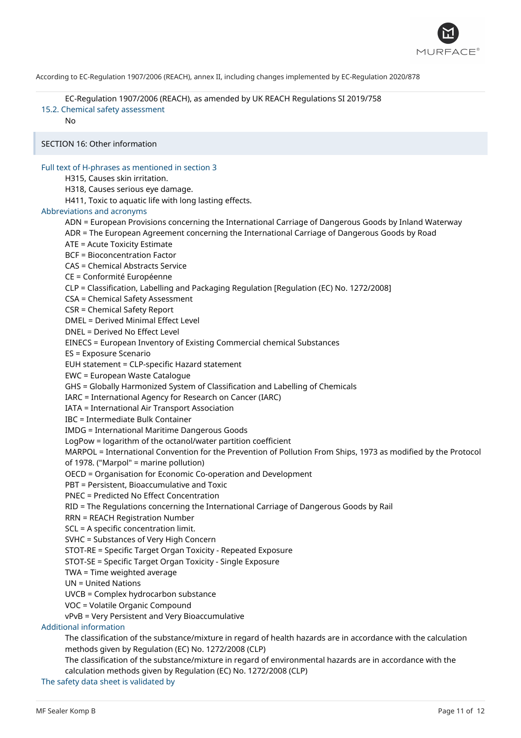EC-Regulation 1907/2006 (REACH), as amended by UK REACH Regulations SI 2019/758

### 15.2. Chemical safety assessment

No

## SECTION 16: Other information

### Full text of H-phrases as mentioned in section 3

H315, Causes skin irritation.
H318, Causes serious eye damage.
H411, Toxic to aquatic life with long lasting effects.

### Abbreviations and acronyms

ADN = European Provisions concerning the International Carriage of Dangerous Goods by Inland Waterway
ADR = The European Agreement concerning the International Carriage of Dangerous Goods by Road
ATE = Acute Toxicity Estimate
BCF = Bioconcentration Factor
CAS = Chemical Abstracts Service
CE = Conformité Européenne
CLP = Classification, Labelling and Packaging Regulation [Regulation (EC) No. 1272/2008]
CSA = Chemical Safety Assessment
CSR = Chemical Safety Report
DMEL = Derived Minimal Effect Level
DNEL = Derived No Effect Level
EINECS = European Inventory of Existing Commercial chemical Substances
ES = Exposure Scenario
EUH statement = CLP-specific Hazard statement
EWC = European Waste Catalogue
GHS = Globally Harmonized System of Classification and Labelling of Chemicals
IARC = International Agency for Research on Cancer (IARC)
IATA = International Air Transport Association
IBC = Intermediate Bulk Container
IMDG = International Maritime Dangerous Goods
LogPow = logarithm of the octanol/water partition coefficient
MARPOL = International Convention for the Prevention of Pollution From Ships, 1973 as modified by the Protocol of 1978. ("Marpol" = marine pollution)
OECD = Organisation for Economic Co-operation and Development
PBT = Persistent, Bioaccumulative and Toxic
PNEC = Predicted No Effect Concentration
RID = The Regulations concerning the International Carriage of Dangerous Goods by Rail
RRN = REACH Registration Number
SCL = A specific concentration limit.
SVHC = Substances of Very High Concern
STOT-RE = Specific Target Organ Toxicity - Repeated Exposure
STOT-SE = Specific Target Organ Toxicity - Single Exposure
TWA = Time weighted average
UN = United Nations
UVCB = Complex hydrocarbon substance
VOC = Volatile Organic Compound
vPvB = Very Persistent and Very Bioaccumulative

### Additional information

The classification of the substance/mixture in regard of health hazards are in accordance with the calculation methods given by Regulation (EC) No. 1272/2008 (CLP)
The classification of the substance/mixture in regard of environmental hazards are in accordance with the calculation methods given by Regulation (EC) No. 1272/2008 (CLP)

### The safety data sheet is validated by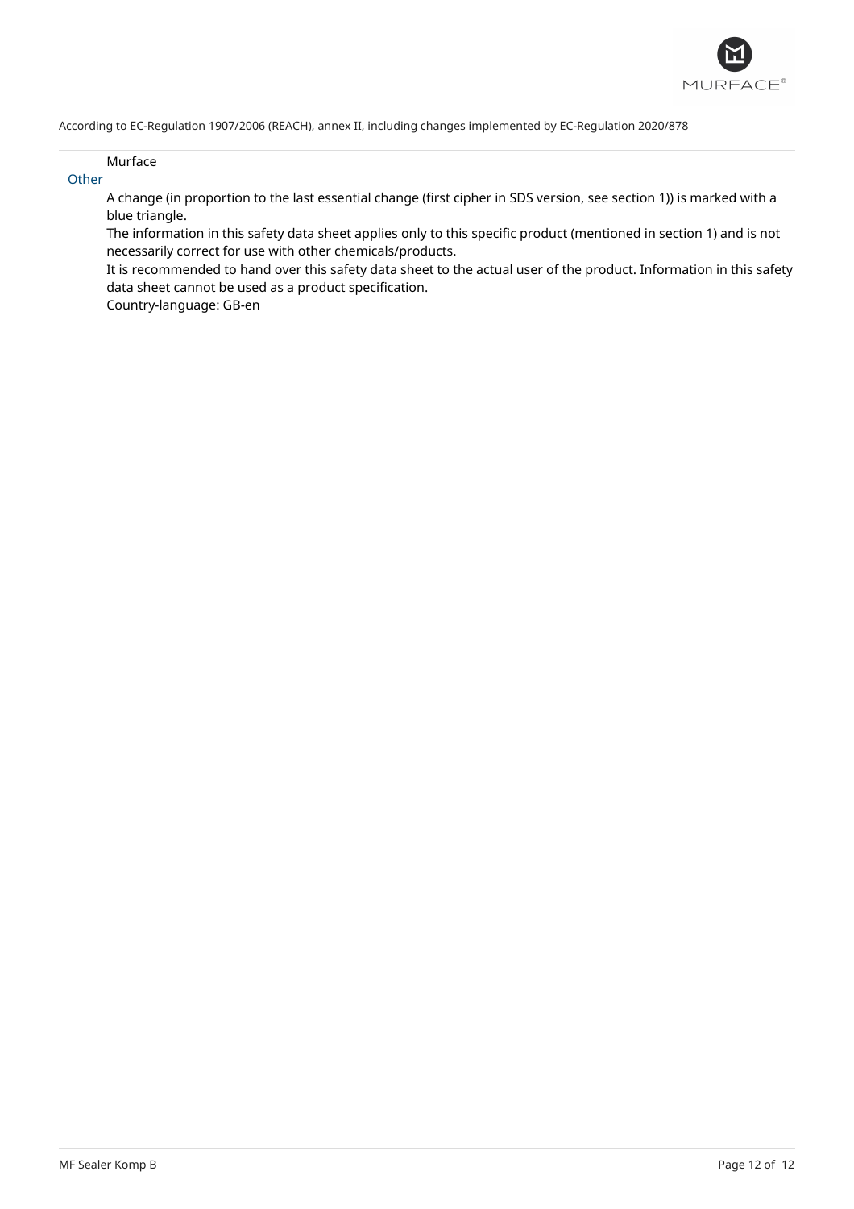Murface

### Other

A change (in proportion to the last essential change (first cipher in SDS version, see section 1)) is marked with a blue triangle.
The information in this safety data sheet applies only to this specific product (mentioned in section 1) and is not necessarily correct for use with other chemicals/products.
It is recommended to hand over this safety data sheet to the actual user of the product. Information in this safety data sheet cannot be used as a product specification.
Country-language: GB-en